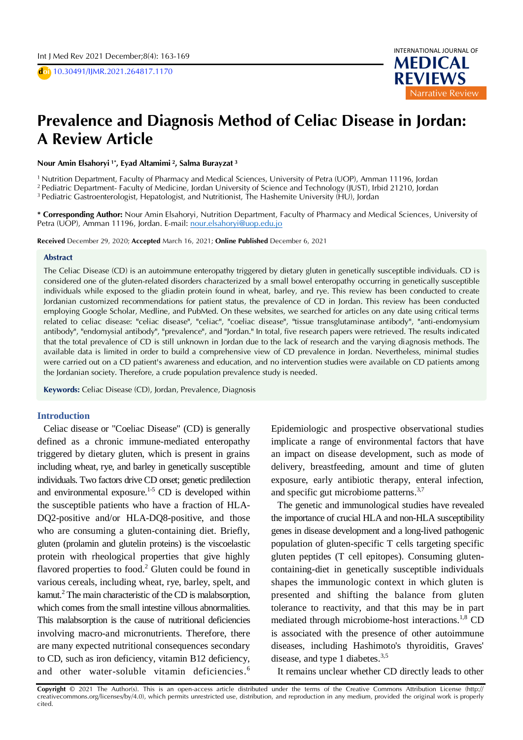# Prevalence and Diagnosis Method of Celiac Disease in Jordan: A Review Article

**Nour Amin Elsahoryi [1*], Eyad Altamimi [2], Salma Burayzat [3]**

[1] Nutrition Department, Faculty of Pharmacy and Medical Sciences, University of Petra (UOP), Amman 11196, Jordan
[2] Pediatric Department- Faculty of Medicine, Jordan University of Science and Technology (JUST), Irbid 21210, Jordan
[3] Pediatric Gastroenterologist, Hepatologist, and Nutritionist, The Hashemite University (HU), Jordan

**\* Corresponding Author:** Nour Amin Elsahoryi, Nutrition Department, Faculty of Pharmacy and Medical Sciences, University of Petra (UOP), Amman 11196, Jordan. E-mail: nour.elsahoryi@uop.edu.jo

**Received** December 29, 2020; **Accepted** March 16, 2021; **Online Published** December 6, 2021

## Abstract

The Celiac Disease (CD) is an autoimmune enteropathy triggered by dietary gluten in genetically susceptible individuals. CD is considered one of the gluten-related disorders characterized by a small bowel enteropathy occurring in genetically susceptible individuals while exposed to the gliadin protein found in wheat, barley, and rye. This review has been conducted to create Jordanian customized recommendations for patient status, the prevalence of CD in Jordan. This review has been conducted employing Google Scholar, Medline, and PubMed. On these websites, we searched for articles on any date using critical terms related to celiac disease: "celiac disease", "celiac", "coeliac disease", "tissue transglutaminase antibody", "anti-endomysium antibody", "endomysial antibody", "prevalence", and "Jordan." In total, five research papers were retrieved. The results indicated that the total prevalence of CD is still unknown in Jordan due to the lack of research and the varying diagnosis methods. The available data is limited in order to build a comprehensive view of CD prevalence in Jordan. Nevertheless, minimal studies were carried out on a CD patient's awareness and education, and no intervention studies were available on CD patients among the Jordanian society. Therefore, a crude population prevalence study is needed.

**Keywords:** Celiac Disease (CD), Jordan, Prevalence, Diagnosis

## Introduction

Celiac disease or "Coeliac Disease" (CD) is generally defined as a chronic immune-mediated enteropathy triggered by dietary gluten, which is present in grains including wheat, rye, and barley in genetically susceptible individuals. Two factors drive CD onset; genetic predilection and environmental exposure.[1-5] CD is developed within the susceptible patients who have a fraction of HLA-DQ2-positive and/or HLA-DQ8-positive, and those who are consuming a gluten-containing diet. Briefly, gluten (prolamin and glutelin proteins) is the viscoelastic protein with rheological properties that give highly flavored properties to food.[2] Gluten could be found in various cereals, including wheat, rye, barley, spelt, and kamut.[2] The main characteristic of the CD is malabsorption, which comes from the small intestine villous abnormalities. This malabsorption is the cause of nutritional deficiencies involving macro-and micronutrients. Therefore, there are many expected nutritional consequences secondary to CD, such as iron deficiency, vitamin B12 deficiency, and other water-soluble vitamin deficiencies.[6] Epidemiologic and prospective observational studies implicate a range of environmental factors that have an impact on disease development, such as mode of delivery, breastfeeding, amount and time of gluten exposure, early antibiotic therapy, enteral infection, and specific gut microbiome patterns.[3,7]

The genetic and immunological studies have revealed the importance of crucial HLA and non-HLA susceptibility genes in disease development and a long-lived pathogenic population of gluten-specific T cells targeting specific gluten peptides (T cell epitopes). Consuming gluten-containing-diet in genetically susceptible individuals shapes the immunologic context in which gluten is presented and shifting the balance from gluten tolerance to reactivity, and that this may be in part mediated through microbiome-host interactions.[1,8] CD is associated with the presence of other autoimmune diseases, including Hashimoto's thyroiditis, Graves' disease, and type 1 diabetes.[3,5]

It remains unclear whether CD directly leads to other

**Copyright** © 2021 The Author(s). This is an open-access article distributed under the terms of the Creative Commons Attribution License (http://creativecommons.org/licenses/by/4.0), which permits unrestricted use, distribution, and reproduction in any medium, provided the original work is properly cited.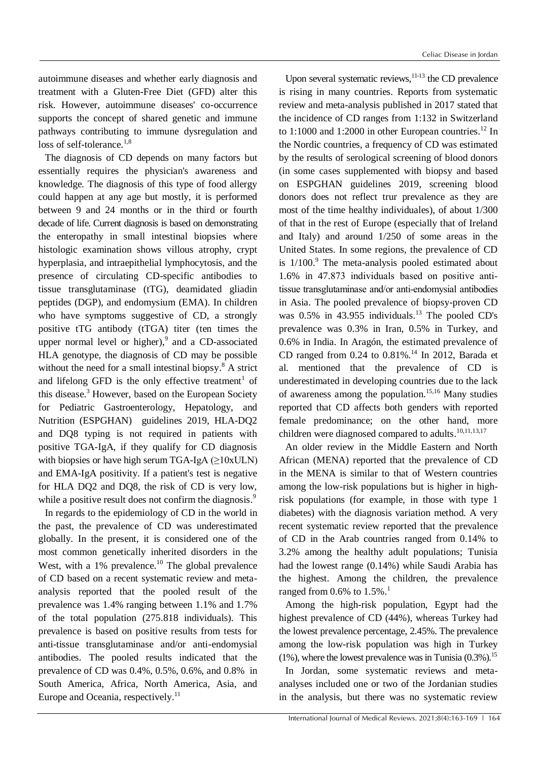autoimmune diseases and whether early diagnosis and treatment with a Gluten-Free Diet (GFD) alter this risk. However, autoimmune diseases' co-occurrence supports the concept of shared genetic and immune pathways contributing to immune dysregulation and loss of self-tolerance.[1,8]

The diagnosis of CD depends on many factors but essentially requires the physician's awareness and knowledge. The diagnosis of this type of food allergy could happen at any age but mostly, it is performed between 9 and 24 months or in the third or fourth decade of life. Current diagnosis is based on demonstrating the enteropathy in small intestinal biopsies where histologic examination shows villous atrophy, crypt hyperplasia, and intraepithelial lymphocytosis, and the presence of circulating CD-specific antibodies to tissue transglutaminase (tTG), deamidated gliadin peptides (DGP), and endomysium (EMA). In children who have symptoms suggestive of CD, a strongly positive tTG antibody (tTGA) titer (ten times the upper normal level or higher),[9] and a CD-associated HLA genotype, the diagnosis of CD may be possible without the need for a small intestinal biopsy.[8] A strict and lifelong GFD is the only effective treatment[1] of this disease.[3] However, based on the European Society for Pediatric Gastroenterology, Hepatology, and Nutrition (ESPGHAN) guidelines 2019, HLA-DQ2 and DQ8 typing is not required in patients with positive TGA-IgA, if they qualify for CD diagnosis with biopsies or have high serum TGA-IgA (≥10xULN) and EMA-IgA positivity. If a patient's test is negative for HLA DQ2 and DQ8, the risk of CD is very low, while a positive result does not confirm the diagnosis.[9]

In regards to the epidemiology of CD in the world in the past, the prevalence of CD was underestimated globally. In the present, it is considered one of the most common genetically inherited disorders in the West, with a 1% prevalence.[10] The global prevalence of CD based on a recent systematic review and meta-analysis reported that the pooled result of the prevalence was 1.4% ranging between 1.1% and 1.7% of the total population (275.818 individuals). This prevalence is based on positive results from tests for anti-tissue transglutaminase and/or anti-endomysial antibodies. The pooled results indicated that the prevalence of CD was 0.4%, 0.5%, 0.6%, and 0.8% in South America, Africa, North America, Asia, and Europe and Oceania, respectively.[11]

Upon several systematic reviews,[11-13] the CD prevalence is rising in many countries. Reports from systematic review and meta-analysis published in 2017 stated that the incidence of CD ranges from 1:132 in Switzerland to 1:1000 and 1:2000 in other European countries.[12] In the Nordic countries, a frequency of CD was estimated by the results of serological screening of blood donors (in some cases supplemented with biopsy and based on ESPGHAN guidelines 2019, screening blood donors does not reflect trur prevalence as they are most of the time healthy individuales), of about 1/300 of that in the rest of Europe (especially that of Ireland and Italy) and around 1/250 of some areas in the United States. In some regions, the prevalence of CD is 1/100.[9] The meta-analysis pooled estimated about 1.6% in 47.873 individuals based on positive anti-tissue transglutaminase and/or anti-endomysial antibodies in Asia. The pooled prevalence of biopsy-proven CD was 0.5% in 43.955 individuals.[13] The pooled CD's prevalence was 0.3% in Iran, 0.5% in Turkey, and 0.6% in India. In Aragón, the estimated prevalence of CD ranged from 0.24 to 0.81%.[14] In 2012, Barada et al. mentioned that the prevalence of CD is underestimated in developing countries due to the lack of awareness among the population.[15,16] Many studies reported that CD affects both genders with reported female predominance; on the other hand, more children were diagnosed compared to adults.[10,11,13,17]

An older review in the Middle Eastern and North African (MENA) reported that the prevalence of CD in the MENA is similar to that of Western countries among the low-risk populations but is higher in high-risk populations (for example, in those with type 1 diabetes) with the diagnosis variation method. A very recent systematic review reported that the prevalence of CD in the Arab countries ranged from 0.14% to 3.2% among the healthy adult populations; Tunisia had the lowest range (0.14%) while Saudi Arabia has the highest. Among the children, the prevalence ranged from 0.6% to 1.5%.[1]

Among the high-risk population, Egypt had the highest prevalence of CD (44%), whereas Turkey had the lowest prevalence percentage, 2.45%. The prevalence among the low-risk population was high in Turkey (1%), where the lowest prevalence was in Tunisia (0.3%).[15]

In Jordan, some systematic reviews and meta-analyses included one or two of the Jordanian studies in the analysis, but there was no systematic review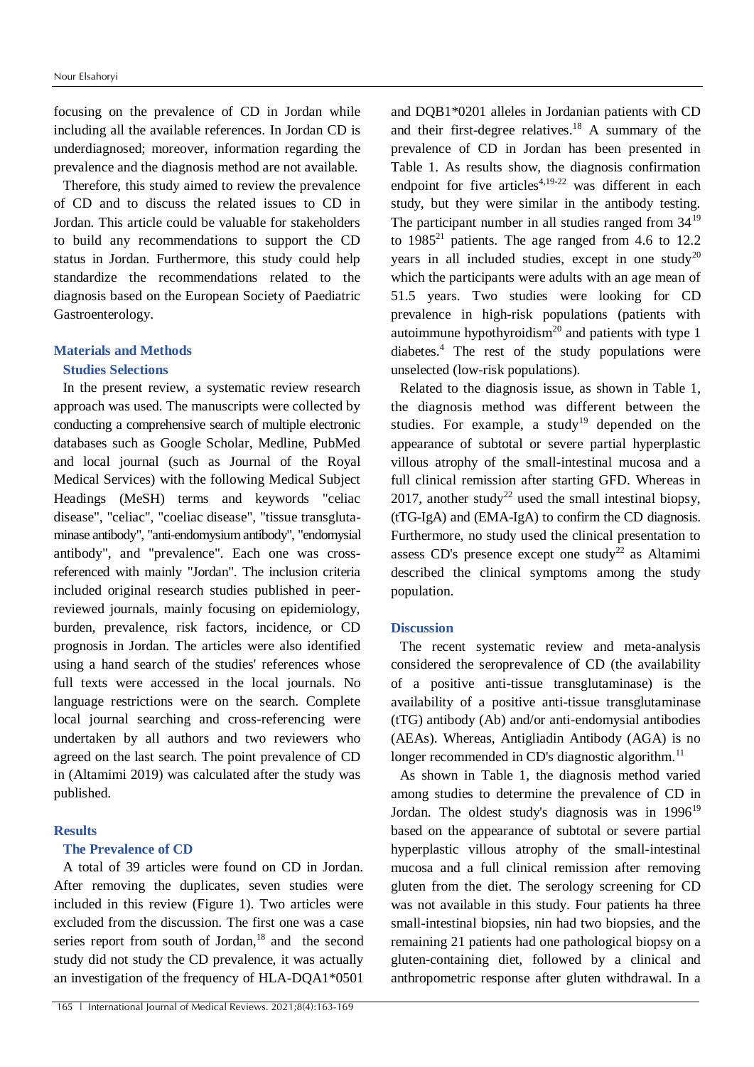focusing on the prevalence of CD in Jordan while including all the available references. In Jordan CD is underdiagnosed; moreover, information regarding the prevalence and the diagnosis method are not available.

Therefore, this study aimed to review the prevalence of CD and to discuss the related issues to CD in Jordan. This article could be valuable for stakeholders to build any recommendations to support the CD status in Jordan. Furthermore, this study could help standardize the recommendations related to the diagnosis based on the European Society of Paediatric Gastroenterology.

## Materials and Methods

### Studies Selections

In the present review, a systematic review research approach was used. The manuscripts were collected by conducting a comprehensive search of multiple electronic databases such as Google Scholar, Medline, PubMed and local journal (such as Journal of the Royal Medical Services) with the following Medical Subject Headings (MeSH) terms and keywords "celiac disease", "celiac", "coeliac disease", "tissue transglutaminase antibody", "anti-endomysium antibody", "endomysial antibody", and "prevalence". Each one was cross-referenced with mainly "Jordan". The inclusion criteria included original research studies published in peer-reviewed journals, mainly focusing on epidemiology, burden, prevalence, risk factors, incidence, or CD prognosis in Jordan. The articles were also identified using a hand search of the studies' references whose full texts were accessed in the local journals. No language restrictions were on the search. Complete local journal searching and cross-referencing were undertaken by all authors and two reviewers who agreed on the last search. The point prevalence of CD in (Altamimi 2019) was calculated after the study was published.

## Results

### The Prevalence of CD

A total of 39 articles were found on CD in Jordan. After removing the duplicates, seven studies were included in this review (Figure 1). Two articles were excluded from the discussion. The first one was a case series report from south of Jordan,[18] and the second study did not study the CD prevalence, it was actually an investigation of the frequency of HLA-DQA1*0501 and DQB1*0201 alleles in Jordanian patients with CD and their first-degree relatives.[18] A summary of the prevalence of CD in Jordan has been presented in Table 1. As results show, the diagnosis confirmation endpoint for five articles[4,19-22] was different in each study, but they were similar in the antibody testing. The participant number in all studies ranged from 34[19] to 1985[21] patients. The age ranged from 4.6 to 12.2 years in all included studies, except in one study[20] which the participants were adults with an age mean of 51.5 years. Two studies were looking for CD prevalence in high-risk populations (patients with autoimmune hypothyroidism[20] and patients with type 1 diabetes.[4] The rest of the study populations were unselected (low-risk populations).

Related to the diagnosis issue, as shown in Table 1, the diagnosis method was different between the studies. For example, a study[19] depended on the appearance of subtotal or severe partial hyperplastic villous atrophy of the small-intestinal mucosa and a full clinical remission after starting GFD. Whereas in 2017, another study[22] used the small intestinal biopsy, (tTG-IgA) and (EMA-IgA) to confirm the CD diagnosis. Furthermore, no study used the clinical presentation to assess CD's presence except one study[22] as Altamimi described the clinical symptoms among the study population.

## Discussion

The recent systematic review and meta-analysis considered the seroprevalence of CD (the availability of a positive anti-tissue transglutaminase) is the availability of a positive anti-tissue transglutaminase (tTG) antibody (Ab) and/or anti-endomysial antibodies (AEAs). Whereas, Antigliadin Antibody (AGA) is no longer recommended in CD's diagnostic algorithm.[11]

As shown in Table 1, the diagnosis method varied among studies to determine the prevalence of CD in Jordan. The oldest study's diagnosis was in 1996[19] based on the appearance of subtotal or severe partial hyperplastic villous atrophy of the small-intestinal mucosa and a full clinical remission after removing gluten from the diet. The serology screening for CD was not available in this study. Four patients ha three small-intestinal biopsies, nin had two biopsies, and the remaining 21 patients had one pathological biopsy on a gluten-containing diet, followed by a clinical and anthropometric response after gluten withdrawal. In a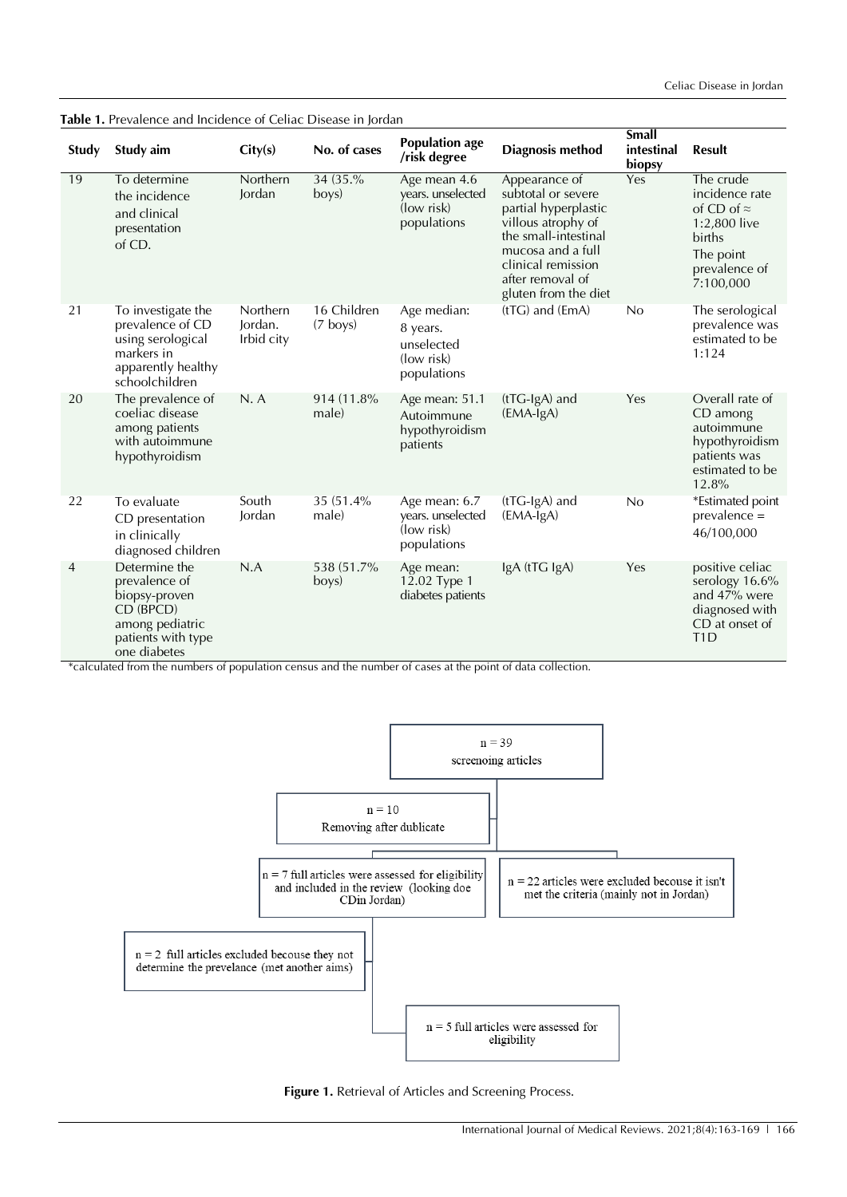**Table 1.** Prevalence and Incidence of Celiac Disease in Jordan

| Study | Study aim | City(s) | No. of cases | Population age /risk degree | Diagnosis method | Small intestinal biopsy | Result |
|---|---|---|---|---|---|---|---|
| 19 | To determine the incidence and clinical presentation of CD. | Northern Jordan | 34 (35.% boys) | Age mean 4.6 years. unselected (low risk) populations | Appearance of subtotal or severe partial hyperplastic villous atrophy of the small-intestinal mucosa and a full clinical remission after removal of gluten from the diet | Yes | The crude incidence rate of CD of ≈ 1:2,800 live births The point prevalence of 7:100,000 |
| 21 | To investigate the prevalence of CD using serological markers in apparently healthy schoolchildren | Northern Jordan. Irbid city | 16 Children (7 boys) | Age median: 8 years. unselected (low risk) populations | (tTG) and (EmA) | No | The serological prevalence was estimated to be 1:124 |
| 20 | The prevalence of coeliac disease among patients with autoimmune hypothyroidism | N. A | 914 (11.8% male) | Age mean: 51.1 Autoimmune hypothyroidism patients | (tTG-IgA) and (EMA-IgA) | Yes | Overall rate of CD among autoimmune hypothyroidism patients was estimated to be 12.8% |
| 22 | To evaluate CD presentation in clinically diagnosed children | South Jordan | 35 (51.4% male) | Age mean: 6.7 years. unselected (low risk) populations | (tTG-IgA) and (EMA-IgA) | No | *Estimated point prevalence = 46/100,000 |
| 4 | Determine the prevalence of biopsy-proven CD (BPCD) among pediatric patients with type one diabetes | N.A | 538 (51.7% boys) | Age mean: 12.02 Type 1 diabetes patients | IgA (tTG IgA) | Yes | positive celiac serology 16.6% and 47% were diagnosed with CD at onset of T1D |

*calculated from the numbers of population census and the number of cases at the point of data collection.

n = 39 screenoing articles

n = 10 Removing after dublicate

n = 7 full articles were assessed for eligibility and included in the review (looking doe CDin Jordan)

n = 22 articles were excluded becouse it isn't met the criteria (mainly not in Jordan)

n = 2 full articles excluded becouse they not determine the prevelance (met another aims)

n = 5 full articles were assessed for eligibility

**Figure 1.** Retrieval of Articles and Screening Process.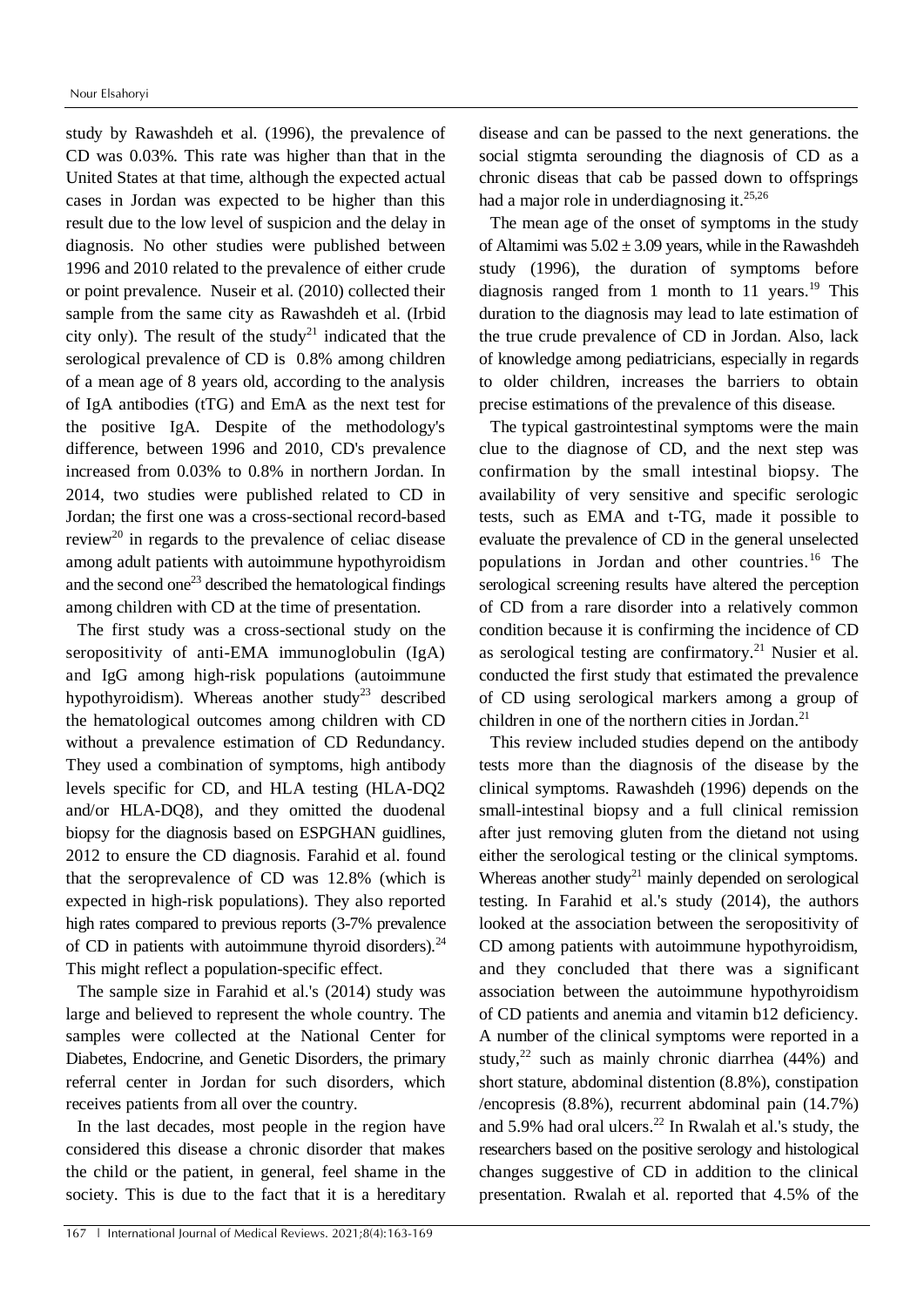study by Rawashdeh et al. (1996), the prevalence of CD was 0.03%. This rate was higher than that in the United States at that time, although the expected actual cases in Jordan was expected to be higher than this result due to the low level of suspicion and the delay in diagnosis. No other studies were published between 1996 and 2010 related to the prevalence of either crude or point prevalence. Nuseir et al. (2010) collected their sample from the same city as Rawashdeh et al. (Irbid city only). The result of the study[21] indicated that the serological prevalence of CD is 0.8% among children of a mean age of 8 years old, according to the analysis of IgA antibodies (tTG) and EmA as the next test for the positive IgA. Despite of the methodology's difference, between 1996 and 2010, CD's prevalence increased from 0.03% to 0.8% in northern Jordan. In 2014, two studies were published related to CD in Jordan; the first one was a cross-sectional record-based review[20] in regards to the prevalence of celiac disease among adult patients with autoimmune hypothyroidism and the second one[23] described the hematological findings among children with CD at the time of presentation.

The first study was a cross-sectional study on the seropositivity of anti-EMA immunoglobulin (IgA) and IgG among high-risk populations (autoimmune hypothyroidism). Whereas another study[23] described the hematological outcomes among children with CD without a prevalence estimation of CD Redundancy. They used a combination of symptoms, high antibody levels specific for CD, and HLA testing (HLA-DQ2 and/or HLA-DQ8), and they omitted the duodenal biopsy for the diagnosis based on ESPGHAN guidlines, 2012 to ensure the CD diagnosis. Farahid et al. found that the seroprevalence of CD was 12.8% (which is expected in high-risk populations). They also reported high rates compared to previous reports (3-7% prevalence of CD in patients with autoimmune thyroid disorders).[24] This might reflect a population-specific effect.

The sample size in Farahid et al.'s (2014) study was large and believed to represent the whole country. The samples were collected at the National Center for Diabetes, Endocrine, and Genetic Disorders, the primary referral center in Jordan for such disorders, which receives patients from all over the country.

In the last decades, most people in the region have considered this disease a chronic disorder that makes the child or the patient, in general, feel shame in the society. This is due to the fact that it is a hereditary disease and can be passed to the next generations. the social stigmta serounding the diagnosis of CD as a chronic diseas that cab be passed down to offsprings had a major role in underdiagnosing it.[25,26]

The mean age of the onset of symptoms in the study of Altamimi was $5.02 \pm 3.09$ years, while in the Rawashdeh study (1996), the duration of symptoms before diagnosis ranged from 1 month to 11 years.[19] This duration to the diagnosis may lead to late estimation of the true crude prevalence of CD in Jordan. Also, lack of knowledge among pediatricians, especially in regards to older children, increases the barriers to obtain precise estimations of the prevalence of this disease.

The typical gastrointestinal symptoms were the main clue to the diagnose of CD, and the next step was confirmation by the small intestinal biopsy. The availability of very sensitive and specific serologic tests, such as EMA and t-TG, made it possible to evaluate the prevalence of CD in the general unselected populations in Jordan and other countries.[16] The serological screening results have altered the perception of CD from a rare disorder into a relatively common condition because it is confirming the incidence of CD as serological testing are confirmatory.[21] Nusier et al. conducted the first study that estimated the prevalence of CD using serological markers among a group of children in one of the northern cities in Jordan.[21]

This review included studies depend on the antibody tests more than the diagnosis of the disease by the clinical symptoms. Rawashdeh (1996) depends on the small-intestinal biopsy and a full clinical remission after just removing gluten from the dietand not using either the serological testing or the clinical symptoms. Whereas another study[21] mainly depended on serological testing. In Farahid et al.'s study (2014), the authors looked at the association between the seropositivity of CD among patients with autoimmune hypothyroidism, and they concluded that there was a significant association between the autoimmune hypothyroidism of CD patients and anemia and vitamin b12 deficiency. A number of the clinical symptoms were reported in a study,[22] such as mainly chronic diarrhea (44%) and short stature, abdominal distention (8.8%), constipation /encopresis (8.8%), recurrent abdominal pain (14.7%) and 5.9% had oral ulcers.[22] In Rwalah et al.'s study, the researchers based on the positive serology and histological changes suggestive of CD in addition to the clinical presentation. Rwalah et al. reported that 4.5% of the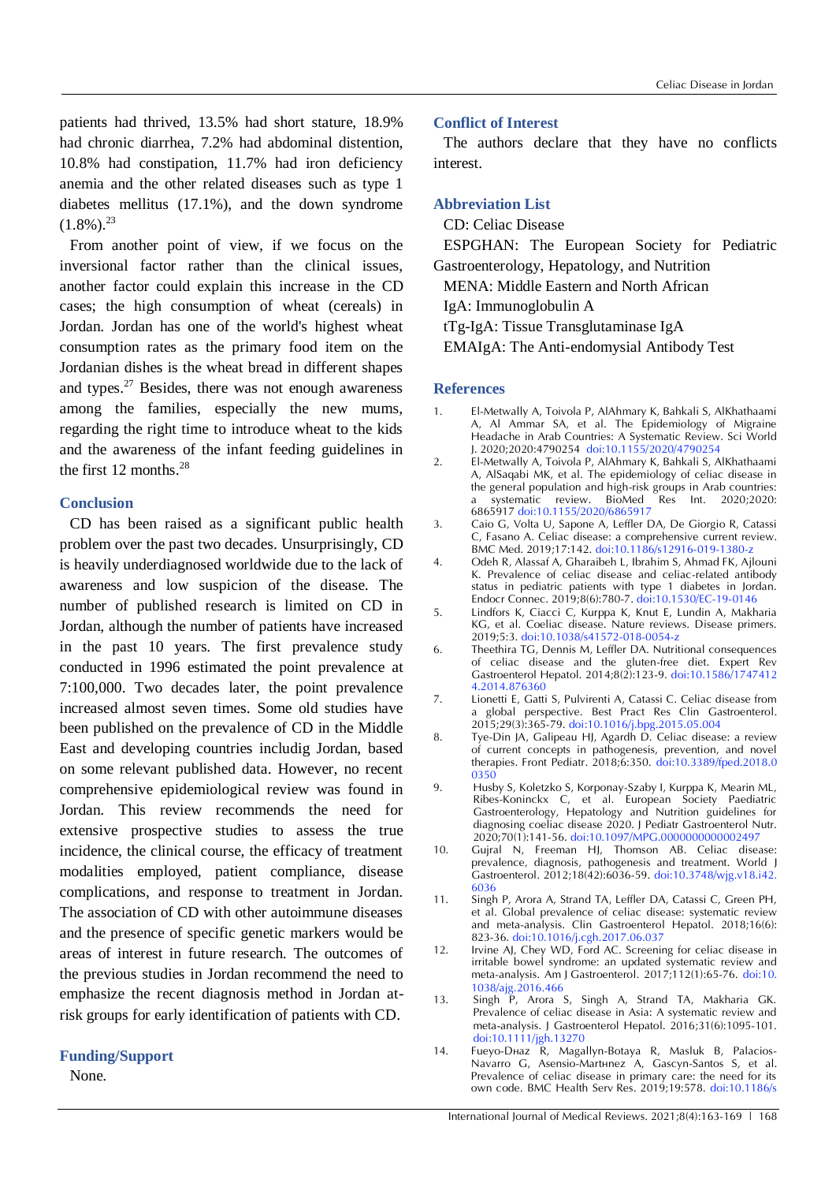patients had thrived, 13.5% had short stature, 18.9% had chronic diarrhea, 7.2% had abdominal distention, 10.8% had constipation, 11.7% had iron deficiency anemia and the other related diseases such as type 1 diabetes mellitus (17.1%), and the down syndrome (1.8%).[23]

From another point of view, if we focus on the inversional factor rather than the clinical issues, another factor could explain this increase in the CD cases; the high consumption of wheat (cereals) in Jordan. Jordan has one of the world's highest wheat consumption rates as the primary food item on the Jordanian dishes is the wheat bread in different shapes and types.[27] Besides, there was not enough awareness among the families, especially the new mums, regarding the right time to introduce wheat to the kids and the awareness of the infant feeding guidelines in the first 12 months.[28]

## Conclusion

CD has been raised as a significant public health problem over the past two decades. Unsurprisingly, CD is heavily underdiagnosed worldwide due to the lack of awareness and low suspicion of the disease. The number of published research is limited on CD in Jordan, although the number of patients have increased in the past 10 years. The first prevalence study conducted in 1996 estimated the point prevalence at 7:100,000. Two decades later, the point prevalence increased almost seven times. Some old studies have been published on the prevalence of CD in the Middle East and developing countries includig Jordan, based on some relevant published data. However, no recent comprehensive epidemiological review was found in Jordan. This review recommends the need for extensive prospective studies to assess the true incidence, the clinical course, the efficacy of treatment modalities employed, patient compliance, disease complications, and response to treatment in Jordan. The association of CD with other autoimmune diseases and the presence of specific genetic markers would be areas of interest in future research. The outcomes of the previous studies in Jordan recommend the need to emphasize the recent diagnosis method in Jordan at-risk groups for early identification of patients with CD.

## Funding/Support

None.

## Conflict of Interest

The authors declare that they have no conflicts interest.

## Abbreviation List

CD: Celiac Disease

ESPGHAN: The European Society for Pediatric Gastroenterology, Hepatology, and Nutrition

MENA: Middle Eastern and North African

IgA: Immunoglobulin A

tTg-IgA: Tissue Transglutaminase IgA

EMAIgA: The Anti-endomysial Antibody Test

## References

1. El-Metwally A, Toivola P, AlAhmary K, Bahkali S, AlKhathaami A, Al Ammar SA, et al. The Epidemiology of Migraine Headache in Arab Countries: A Systematic Review. Sci World J. 2020;2020:4790254 doi:10.1155/2020/4790254
2. El-Metwally A, Toivola P, AlAhmary K, Bahkali S, AlKhathaami A, AlSaqabi MK, et al. The epidemiology of celiac disease in the general population and high-risk groups in Arab countries: a systematic review. BioMed Res Int. 2020;2020: 6865917 doi:10.1155/2020/6865917
3. Caio G, Volta U, Sapone A, Leffler DA, De Giorgio R, Catassi C, Fasano A. Celiac disease: a comprehensive current review. BMC Med. 2019;17:142. doi:10.1186/s12916-019-1380-z
4. Odeh R, Alassaf A, Gharaibeh L, Ibrahim S, Ahmad FK, Ajlouni K. Prevalence of celiac disease and celiac-related antibody status in pediatric patients with type 1 diabetes in Jordan. Endocr Connec. 2019;8(6):780-7. doi:10.1530/EC-19-0146
5. Lindfors K, Ciacci C, Kurppa K, Knut E, Lundin A, Makharia KG, et al. Coeliac disease. Nature reviews. Disease primers. 2019;5:3. doi:10.1038/s41572-018-0054-z
6. Theethira TG, Dennis M, Leffler DA. Nutritional consequences of celiac disease and the gluten-free diet. Expert Rev Gastroenterol Hepatol. 2014;8(2):123-9. doi:10.1586/17474124.2014.876360
7. Lionetti E, Gatti S, Pulvirenti A, Catassi C. Celiac disease from a global perspective. Best Pract Res Clin Gastroenterol. 2015;29(3):365-79. doi:10.1016/j.bpg.2015.05.004
8. Tye-Din JA, Galipeau HJ, Agardh D. Celiac disease: a review of current concepts in pathogenesis, prevention, and novel therapies. Front Pediatr. 2018;6:350. doi:10.3389/fped.2018.00350
9. Husby S, Koletzko S, Korponay-Szaby I, Kurppa K, Mearin ML, Ribes-Koninckx C, et al. European Society Paediatric Gastroenterology, Hepatology and Nutrition guidelines for diagnosing coeliac disease 2020. J Pediatr Gastroenterol Nutr. 2020;70(1):141-56. doi:10.1097/MPG.0000000000002497
10. Gujral N, Freeman HJ, Thomson AB. Celiac disease: prevalence, diagnosis, pathogenesis and treatment. World J Gastroenterol. 2012;18(42):6036-59. doi:10.3748/wjg.v18.i42.6036
11. Singh P, Arora A, Strand TA, Leffler DA, Catassi C, Green PH, et al. Global prevalence of celiac disease: systematic review and meta-analysis. Clin Gastroenterol Hepatol. 2018;16(6): 823-36. doi:10.1016/j.cgh.2017.06.037
12. Irvine AJ, Chey WD, Ford AC. Screening for celiac disease in irritable bowel syndrome: an updated systematic review and meta-analysis. Am J Gastroenterol. 2017;112(1):65-76. doi:10.1038/ajg.2016.466
13. Singh P, Arora S, Singh A, Strand TA, Makharia GK. Prevalence of celiac disease in Asia: A systematic review and meta-analysis. J Gastroenterol Hepatol. 2016;31(6):1095-101. doi:10.1111/jgh.13270
14. Fueyo-Dнaz R, Magallyn-Botaya R, Masluk B, Palacios-Navarro G, Asensio-Martнnez A, Gascyn-Santos S, et al. Prevalence of celiac disease in primary care: the need for its own code. BMC Health Serv Res. 2019;19:578. doi:10.1186/s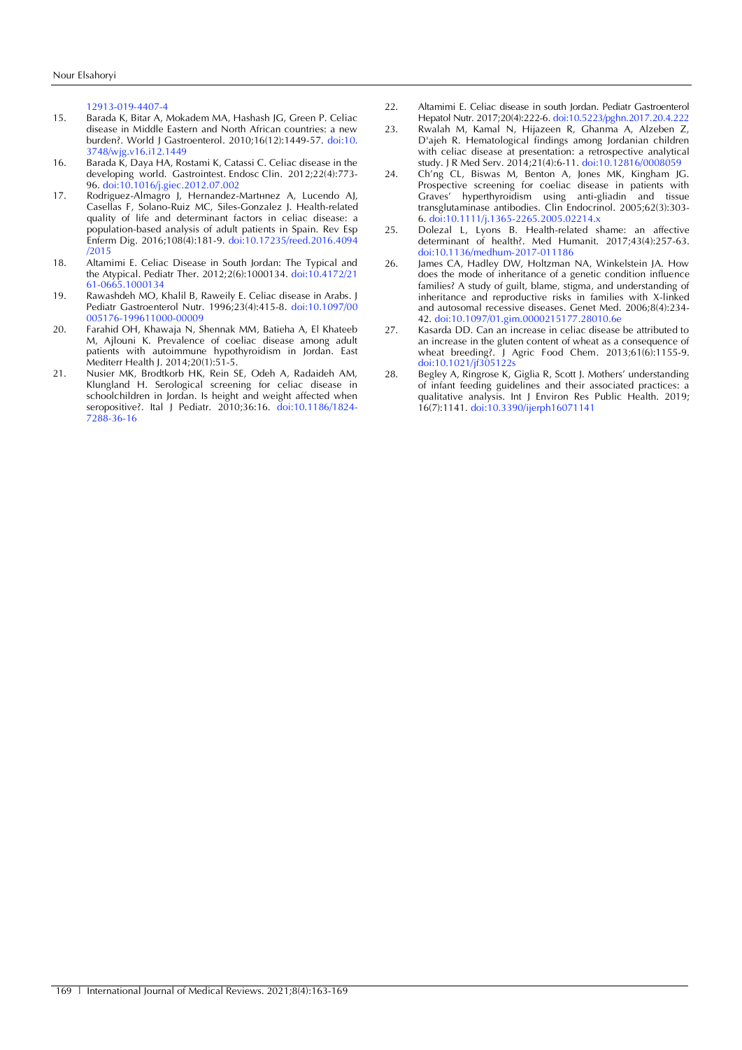12913-019-4407-4

15. Barada K, Bitar A, Mokadem MA, Hashash JG, Green P. Celiac disease in Middle Eastern and North African countries: a new burden?. World J Gastroenterol. 2010;16(12):1449-57. doi:10.3748/wjg.v16.i12.1449
16. Barada K, Daya HA, Rostami K, Catassi C. Celiac disease in the developing world. Gastrointest. Endosc Clin. 2012;22(4):773-96. doi:10.1016/j.giec.2012.07.002
17. Rodriguez-Almagro J, Hernandez-Martнnez A, Lucendo AJ, Casellas F, Solano-Ruiz MC, Siles-Gonzalez J. Health-related quality of life and determinant factors in celiac disease: a population-based analysis of adult patients in Spain. Rev Esp Enferm Dig. 2016;108(4):181-9. doi:10.17235/reed.2016.4094/2015
18. Altamimi E. Celiac Disease in South Jordan: The Typical and the Atypical. Pediatr Ther. 2012;2(6):1000134. doi:10.4172/2161-0665.1000134
19. Rawashdeh MO, Khalil B, Raweily E. Celiac disease in Arabs. J Pediatr Gastroenterol Nutr. 1996;23(4):415-8. doi:10.1097/00005176-199611000-00009
20. Farahid OH, Khawaja N, Shennak MM, Batieha A, El Khateeb M, Ajlouni K. Prevalence of coeliac disease among adult patients with autoimmune hypothyroidism in Jordan. East Mediterr Health J. 2014;20(1):51-5.
21. Nusier MK, Brodtkorb HK, Rein SE, Odeh A, Radaideh AM, Klungland H. Serological screening for celiac disease in schoolchildren in Jordan. Is height and weight affected when seropositive?. Ital J Pediatr. 2010;36:16. doi:10.1186/1824-7288-36-16
22. Altamimi E. Celiac disease in south Jordan. Pediatr Gastroenterol Hepatol Nutr. 2017;20(4):222-6. doi:10.5223/pghn.2017.20.4.222
23. Rwalah M, Kamal N, Hijazeen R, Ghanma A, Alzeben Z, D'ajeh R. Hematological findings among Jordanian children with celiac disease at presentation: a retrospective analytical study. J R Med Serv. 2014;21(4):6-11. doi:10.12816/0008059
24. Ch'ng CL, Biswas M, Benton A, Jones MK, Kingham JG. Prospective screening for coeliac disease in patients with Graves' hyperthyroidism using anti-gliadin and tissue transglutaminase antibodies. Clin Endocrinol. 2005;62(3):303-6. doi:10.1111/j.1365-2265.2005.02214.x
25. Dolezal L, Lyons B. Health-related shame: an affective determinant of health?. Med Humanit. 2017;43(4):257-63. doi:10.1136/medhum-2017-011186
26. James CA, Hadley DW, Holtzman NA, Winkelstein JA. How does the mode of inheritance of a genetic condition influence families? A study of guilt, blame, stigma, and understanding of inheritance and reproductive risks in families with X-linked and autosomal recessive diseases. Genet Med. 2006;8(4):234-42. doi:10.1097/01.gim.0000215177.28010.6e
27. Kasarda DD. Can an increase in celiac disease be attributed to an increase in the gluten content of wheat as a consequence of wheat breeding?. J Agric Food Chem. 2013;61(6):1155-9. doi:10.1021/jf305122s
28. Begley A, Ringrose K, Giglia R, Scott J. Mothers' understanding of infant feeding guidelines and their associated practices: a qualitative analysis. Int J Environ Res Public Health. 2019;16(7):1141. doi:10.3390/ijerph16071141